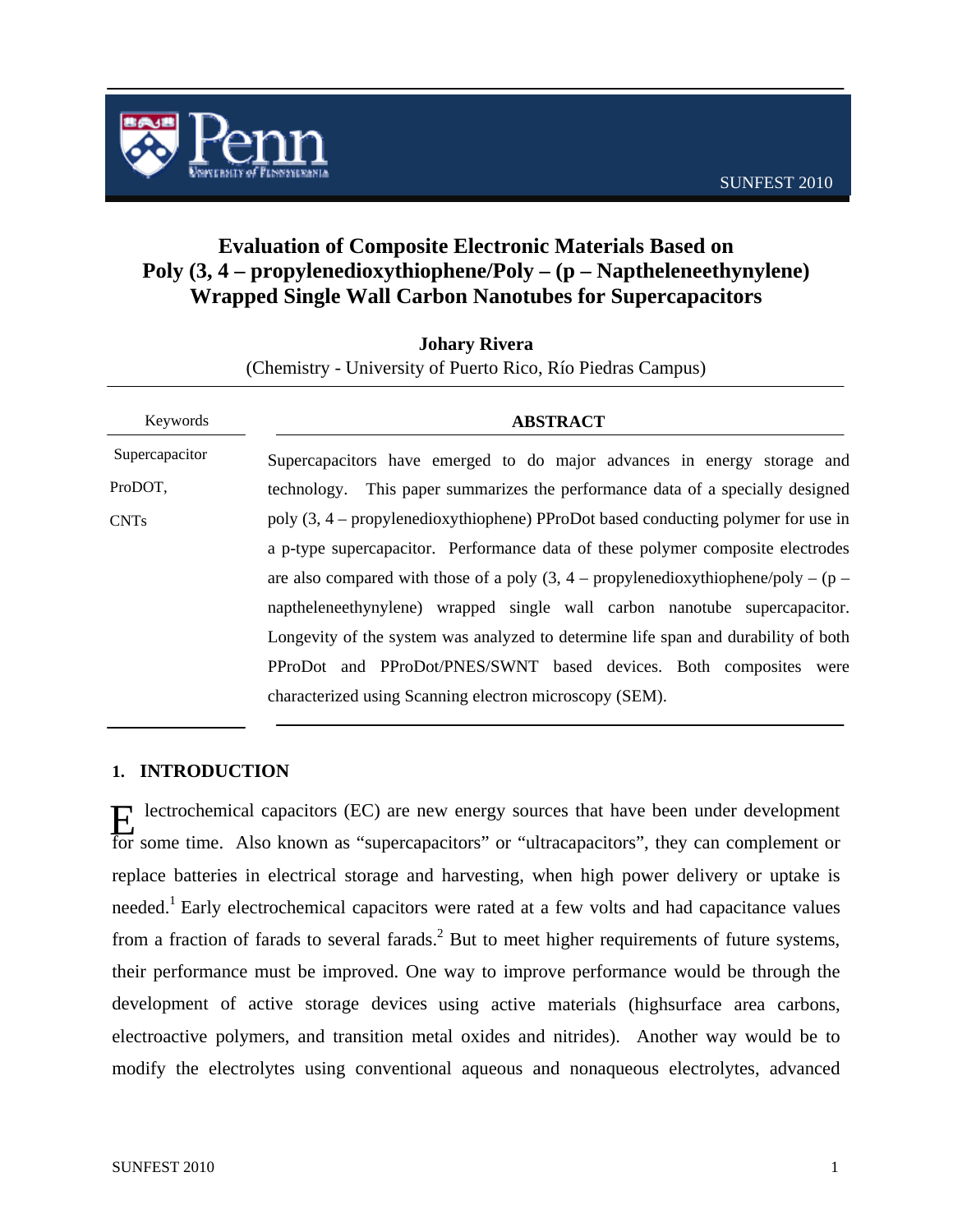# Evaluation of Composite Electronic Materials Based on Poly (3, 4 – propylenedioxythiophene/Poly – (p – Naptheleneethynylene) Wrapped Single Wall Carbon Nanotubes for Supercapacitors

**Johary Rivera**

(Chemistry - University of Puerto Rico, Río Piedras Campus)

**Keywords**

Supercapacitor

ProDOT,

CNTs

## ABSTRACT

Supercapacitors have emerged to do major advances in energy storage and technology. This paper summarizes the performance data of a specially designed poly (3, 4 – propylenedioxythiophene) PProDot based conducting polymer for use in a p-type supercapacitor. Performance data of these polymer composite electrodes are also compared with those of a poly (3, 4 – propylenedioxythiophene/poly – (p – naptheleneethynylene) wrapped single wall carbon nanotube supercapacitor. Longevity of the system was analyzed to determine life span and durability of both PProDot and PProDot/PNES/SWNT based devices. Both composites were characterized using Scanning electron microscopy (SEM).

## 1. INTRODUCTION

Electrochemical capacitors (EC) are new energy sources that have been under development for some time. Also known as "supercapacitors" or "ultracapacitors", they can complement or replace batteries in electrical storage and harvesting, when high power delivery or uptake is needed.[1] Early electrochemical capacitors were rated at a few volts and had capacitance values from a fraction of farads to several farads.[2] But to meet higher requirements of future systems, their performance must be improved. One way to improve performance would be through the development of active storage devices using active materials (highsurface area carbons, electroactive polymers, and transition metal oxides and nitrides). Another way would be to modify the electrolytes using conventional aqueous and nonaqueous electrolytes, advanced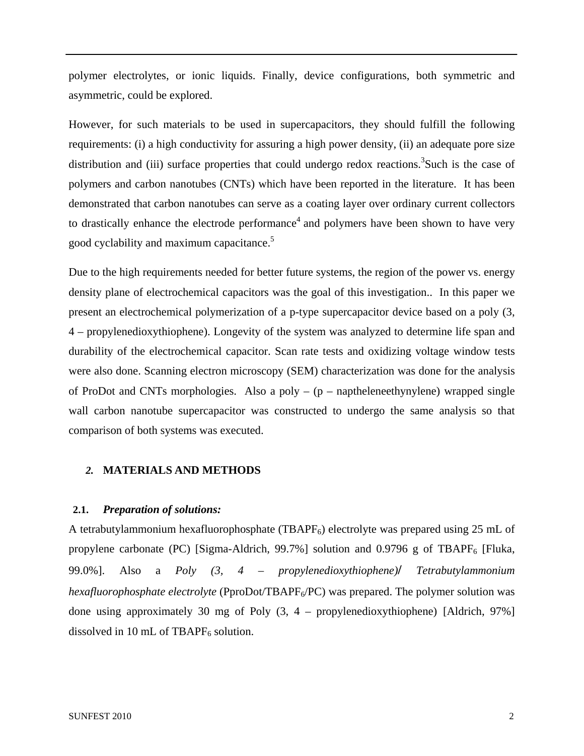polymer electrolytes, or ionic liquids. Finally, device configurations, both symmetric and asymmetric, could be explored.

However, for such materials to be used in supercapacitors, they should fulfill the following requirements: (i) a high conductivity for assuring a high power density, (ii) an adequate pore size distribution and (iii) surface properties that could undergo redox reactions.[3]Such is the case of polymers and carbon nanotubes (CNTs) which have been reported in the literature. It has been demonstrated that carbon nanotubes can serve as a coating layer over ordinary current collectors to drastically enhance the electrode performance[4] and polymers have been shown to have very good cyclability and maximum capacitance.[5]

Due to the high requirements needed for better future systems, the region of the power vs. energy density plane of electrochemical capacitors was the goal of this investigation.. In this paper we present an electrochemical polymerization of a p-type supercapacitor device based on a poly (3, 4 – propylenedioxythiophene). Longevity of the system was analyzed to determine life span and durability of the electrochemical capacitor. Scan rate tests and oxidizing voltage window tests were also done. Scanning electron microscopy (SEM) characterization was done for the analysis of ProDot and CNTs morphologies. Also a poly – (p – naptheleneethynylene) wrapped single wall carbon nanotube supercapacitor was constructed to undergo the same analysis so that comparison of both systems was executed.

## *2.* MATERIALS AND METHODS

### 2.1. *Preparation of solutions:*

A tetrabutylammonium hexafluorophosphate ($TBAPF_6$) electrolyte was prepared using 25 mL of propylene carbonate (PC) [Sigma-Aldrich, 99.7%] solution and 0.9796 g of $TBAPF_6$ [Fluka, 99.0%]. Also a *Poly (3, 4 – propylenedioxythiophene)/ Tetrabutylammonium hexafluorophosphate electrolyte* (PproDot/$TBAPF_6$/PC) was prepared. The polymer solution was done using approximately 30 mg of Poly (3, 4 – propylenedioxythiophene) [Aldrich, 97%] dissolved in 10 mL of $TBAPF_6$ solution.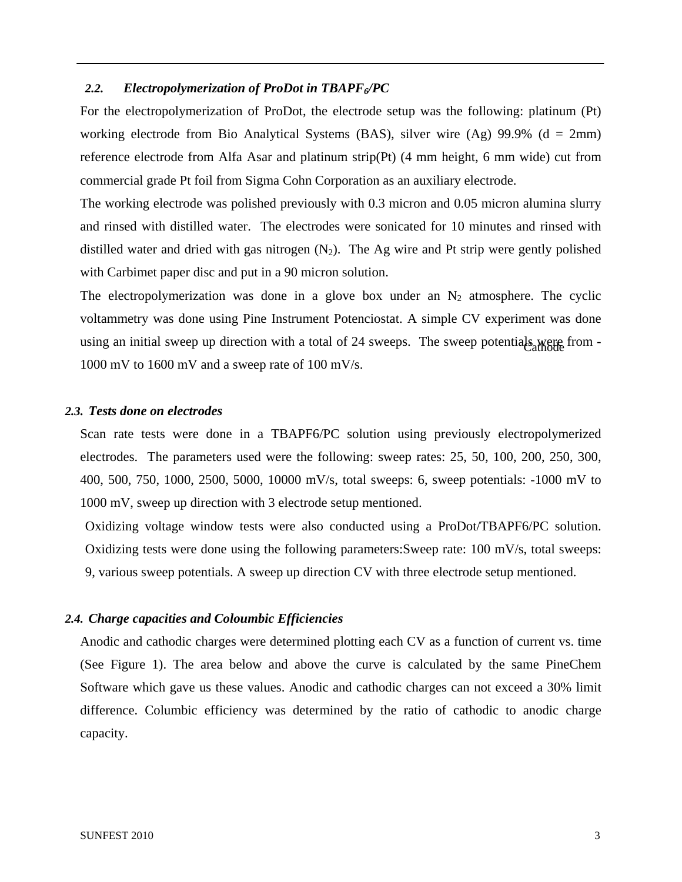### 2.2. *Electropolymerization of ProDot in $TBAPF_6$/PC*

For the electropolymerization of ProDot, the electrode setup was the following: platinum (Pt) working electrode from Bio Analytical Systems (BAS), silver wire (Ag) 99.9% (d = 2mm) reference electrode from Alfa Asar and platinum strip(Pt) (4 mm height, 6 mm wide) cut from commercial grade Pt foil from Sigma Cohn Corporation as an auxiliary electrode.

The working electrode was polished previously with 0.3 micron and 0.05 micron alumina slurry and rinsed with distilled water. The electrodes were sonicated for 10 minutes and rinsed with distilled water and dried with gas nitrogen ($N_2$). The Ag wire and Pt strip were gently polished with Carbimet paper disc and put in a 90 micron solution.

The electropolymerization was done in a glove box under an $N_2$ atmosphere. The cyclic voltammetry was done using Pine Instrument Potenciostat. A simple CV experiment was done using an initial sweep up direction with a total of 24 sweeps. The sweep potentials were from -1000 mV to 1600 mV and a sweep rate of 100 mV/s.

Cathode

### 2.3. *Tests done on electrodes*

Scan rate tests were done in a TBAPF6/PC solution using previously electropolymerized electrodes. The parameters used were the following: sweep rates: 25, 50, 100, 200, 250, 300, 400, 500, 750, 1000, 2500, 5000, 10000 mV/s, total sweeps: 6, sweep potentials: -1000 mV to 1000 mV, sweep up direction with 3 electrode setup mentioned.

Oxidizing voltage window tests were also conducted using a ProDot/TBAPF6/PC solution. Oxidizing tests were done using the following parameters:Sweep rate: 100 mV/s, total sweeps: 9, various sweep potentials. A sweep up direction CV with three electrode setup mentioned.

### 2.4. *Charge capacities and Coloumbic Efficiencies*

Anodic and cathodic charges were determined plotting each CV as a function of current vs. time (See Figure 1). The area below and above the curve is calculated by the same PineChem Software which gave us these values. Anodic and cathodic charges can not exceed a 30% limit difference. Columbic efficiency was determined by the ratio of cathodic to anodic charge capacity.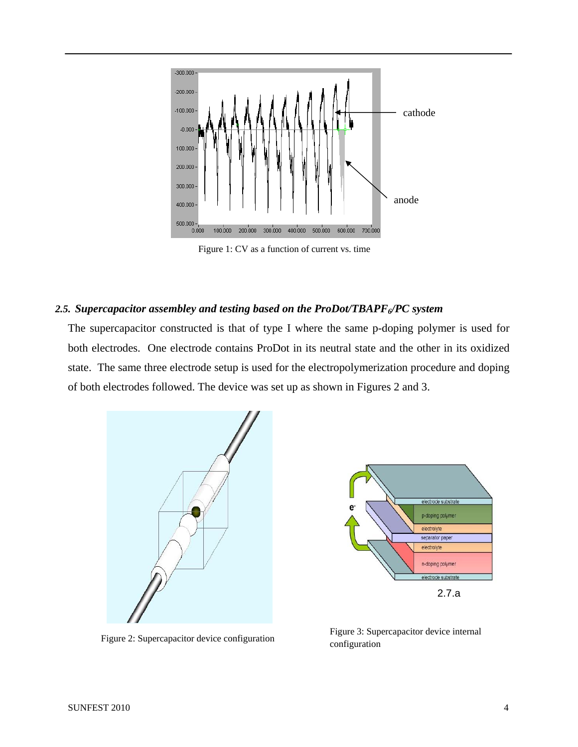Figure 1: CV as a function of current vs. time

### *2.5. Supercapacitor assembley and testing based on the ProDot/TBAPF$_6$/PC system*

The supercapacitor constructed is that of type I where the same p-doping polymer is used for both electrodes. One electrode contains ProDot in its neutral state and the other in its oxidized state. The same three electrode setup is used for the electropolymerization procedure and doping of both electrodes followed. The device was set up as shown in Figures 2 and 3.

Figure 2: Supercapacitor device configuration

Figure 3: Supercapacitor device internal configuration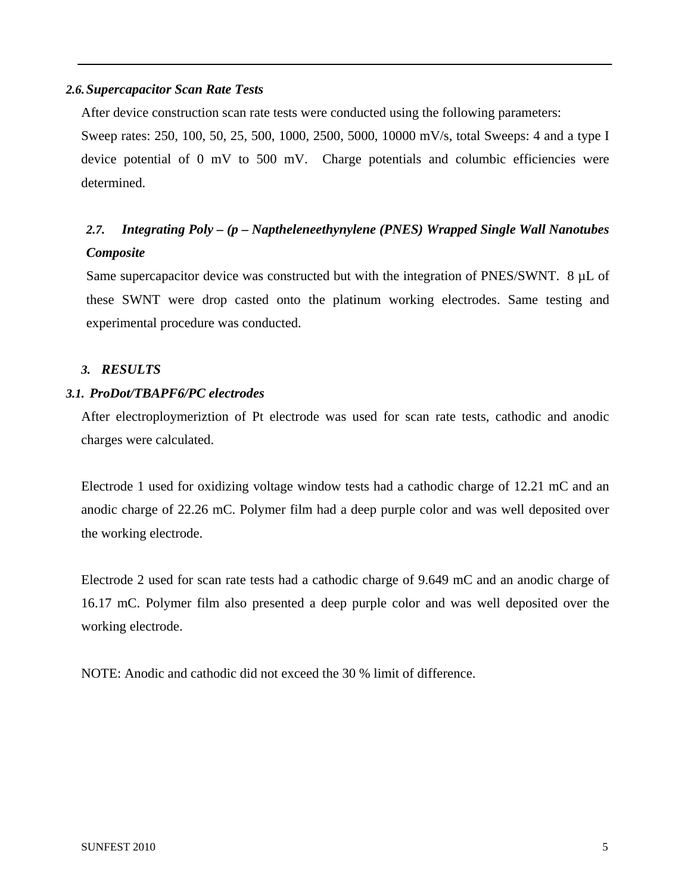### 2.6. Supercapacitor Scan Rate Tests

After device construction scan rate tests were conducted using the following parameters:

Sweep rates: 250, 100, 50, 25, 500, 1000, 2500, 5000, 10000 mV/s, total Sweeps: 4 and a type I device potential of 0 mV to 500 mV. Charge potentials and columbic efficiencies were determined.

### 2.7. Integrating Poly – (p – Naptheleneethynylene (PNES) Wrapped Single Wall Nanotubes Composite

Same supercapacitor device was constructed but with the integration of PNES/SWNT. 8 µL of these SWNT were drop casted onto the platinum working electrodes. Same testing and experimental procedure was conducted.

## 3. RESULTS

### 3.1. ProDot/TBAPF6/PC electrodes

After electroploymeriztion of Pt electrode was used for scan rate tests, cathodic and anodic charges were calculated.

Electrode 1 used for oxidizing voltage window tests had a cathodic charge of 12.21 mC and an anodic charge of 22.26 mC. Polymer film had a deep purple color and was well deposited over the working electrode.

Electrode 2 used for scan rate tests had a cathodic charge of 9.649 mC and an anodic charge of 16.17 mC. Polymer film also presented a deep purple color and was well deposited over the working electrode.

NOTE: Anodic and cathodic did not exceed the 30 % limit of difference.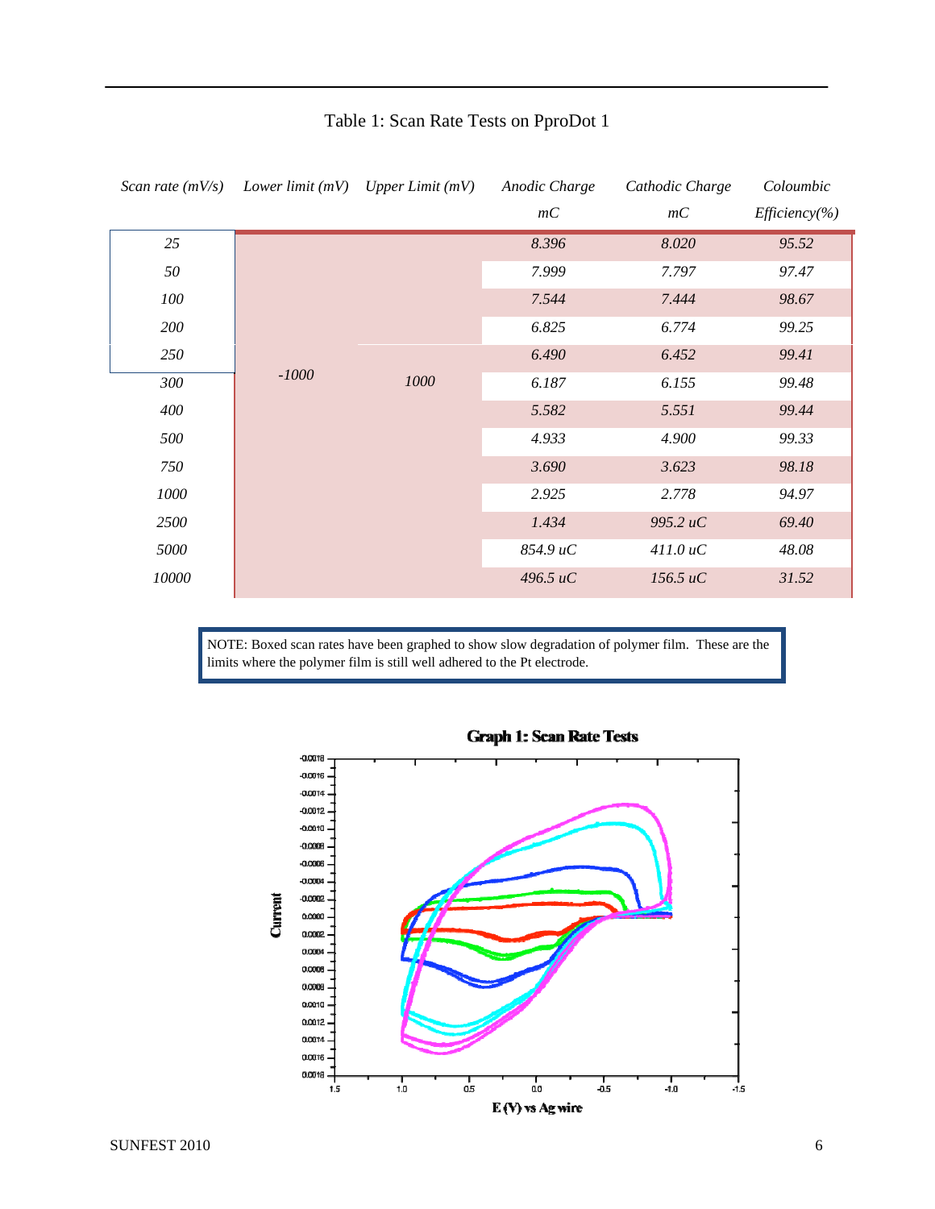Table 1: Scan Rate Tests on PproDot 1

| *Scan rate (mV/s)* | *Lower limit (mV)* | *Upper Limit (mV)* | *Anodic Charge mC* | *Cathodic Charge mC* | *Coloumbic Efficiency(%)* |
|---|---|---|---|---|---|
| *25* | *-1000* | *1000* | *8.396* | *8.020* | *95.52* |
| *50* | | | *7.999* | *7.797* | *97.47* |
| *100* | | | *7.544* | *7.444* | *98.67* |
| *200* | | | *6.825* | *6.774* | *99.25* |
| *250* | | | *6.490* | *6.452* | *99.41* |
| *300* | | | *6.187* | *6.155* | *99.48* |
| *400* | | | *5.582* | *5.551* | *99.44* |
| *500* | | | *4.933* | *4.900* | *99.33* |
| *750* | | | *3.690* | *3.623* | *98.18* |
| *1000* | | | *2.925* | *2.778* | *94.97* |
| *2500* | | | *1.434* | *995.2 uC* | *69.40* |
| *5000* | | | *854.9 uC* | *411.0 uC* | *48.08* |
| *10000* | | | *496.5 uC* | *156.5 uC* | *31.52* |

NOTE: Boxed scan rates have been graphed to show slow degradation of polymer film. These are the limits where the polymer film is still well adhered to the Pt electrode.

**Graph 1: Scan Rate Tests**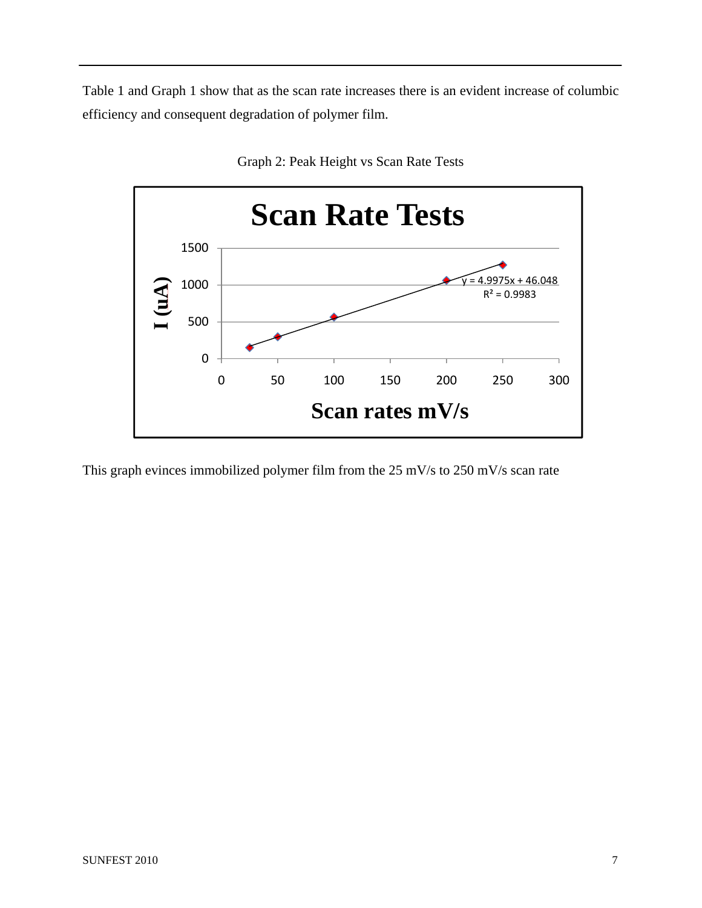Table 1 and Graph 1 show that as the scan rate increases there is an evident increase of columbic efficiency and consequent degradation of polymer film.

Graph 2: Peak Height vs Scan Rate Tests

This graph evinces immobilized polymer film from the 25 mV/s to 250 mV/s scan rate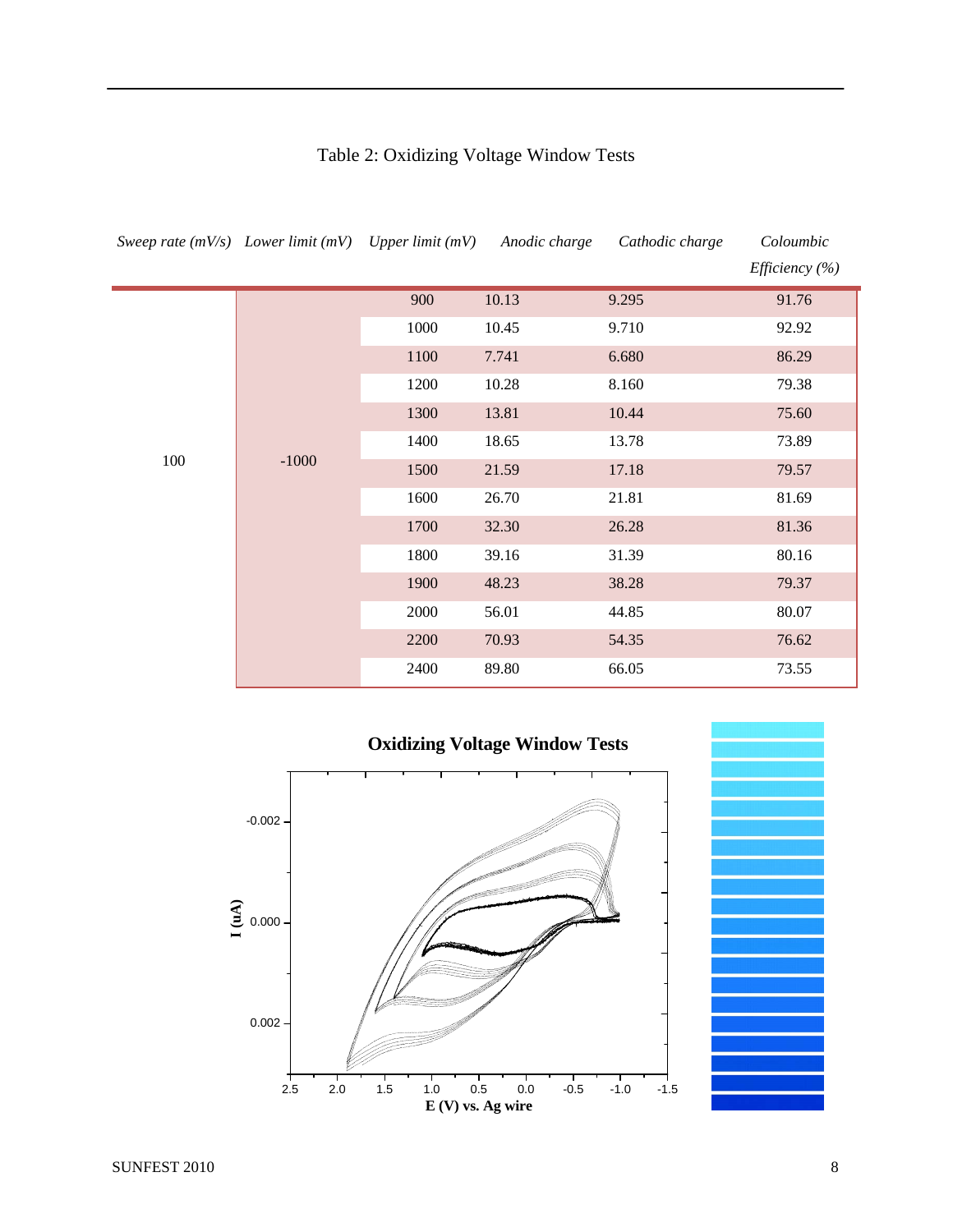Table 2: Oxidizing Voltage Window Tests

| *Sweep rate (mV/s)* | *Lower limit (mV)* | *Upper limit (mV)* | *Anodic charge* | *Cathodic charge* | *Coloumbic Efficiency (%)* |
|---|---|---|---|---|---|
| 100 | -1000 | 900 | 10.13 | 9.295 | 91.76 |
| | | 1000 | 10.45 | 9.710 | 92.92 |
| | | 1100 | 7.741 | 6.680 | 86.29 |
| | | 1200 | 10.28 | 8.160 | 79.38 |
| | | 1300 | 13.81 | 10.44 | 75.60 |
| | | 1400 | 18.65 | 13.78 | 73.89 |
| | | 1500 | 21.59 | 17.18 | 79.57 |
| | | 1600 | 26.70 | 21.81 | 81.69 |
| | | 1700 | 32.30 | 26.28 | 81.36 |
| | | 1800 | 39.16 | 31.39 | 80.16 |
| | | 1900 | 48.23 | 38.28 | 79.37 |
| | | 2000 | 56.01 | 44.85 | 80.07 |
| | | 2200 | 70.93 | 54.35 | 76.62 |
| | | 2400 | 89.80 | 66.05 | 73.55 |

**Oxidizing Voltage Window Tests**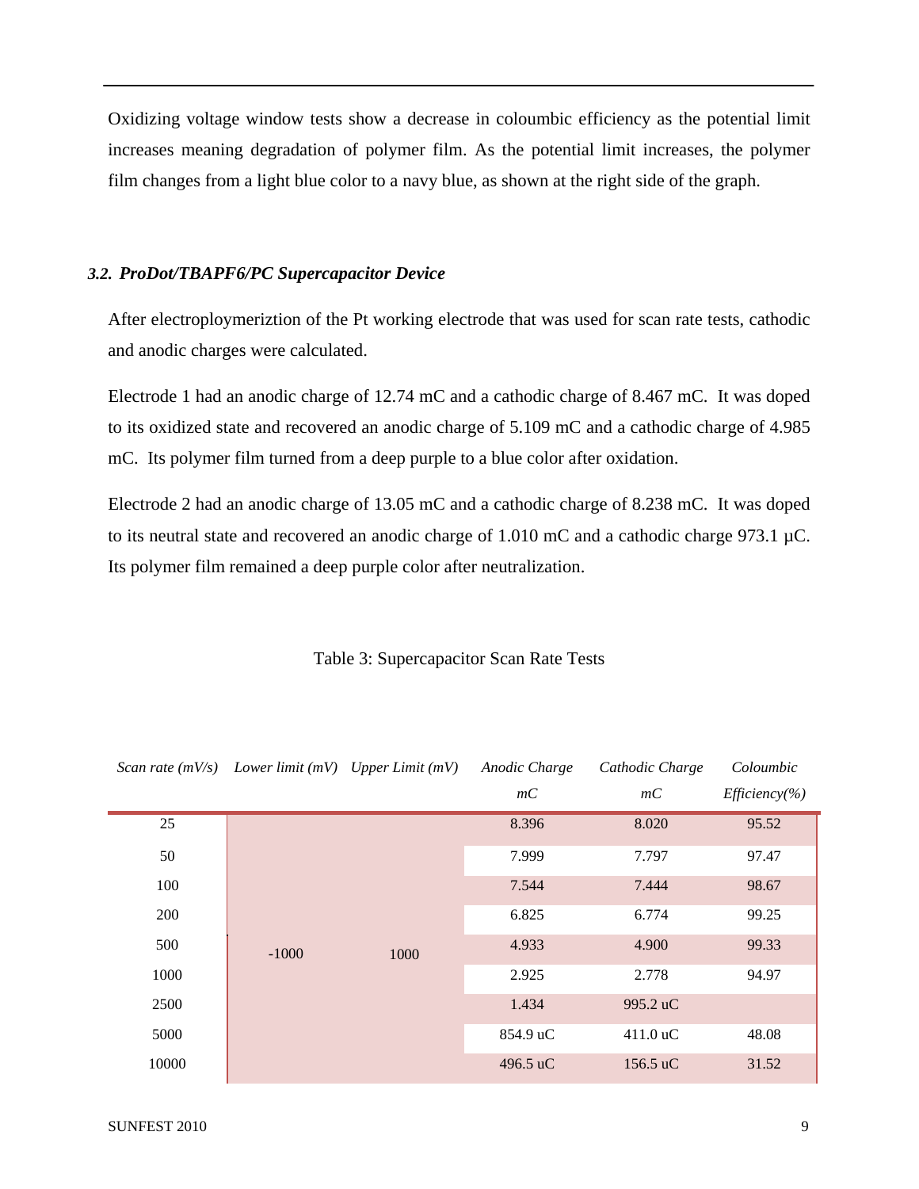Oxidizing voltage window tests show a decrease in coloumbic efficiency as the potential limit increases meaning degradation of polymer film. As the potential limit increases, the polymer film changes from a light blue color to a navy blue, as shown at the right side of the graph.

### *3.2. ProDot/TBAPF6/PC Supercapacitor Device*

After electroploymeriztion of the Pt working electrode that was used for scan rate tests, cathodic and anodic charges were calculated.

Electrode 1 had an anodic charge of 12.74 mC and a cathodic charge of 8.467 mC. It was doped to its oxidized state and recovered an anodic charge of 5.109 mC and a cathodic charge of 4.985 mC. Its polymer film turned from a deep purple to a blue color after oxidation.

Electrode 2 had an anodic charge of 13.05 mC and a cathodic charge of 8.238 mC. It was doped to its neutral state and recovered an anodic charge of 1.010 mC and a cathodic charge 973.1 µC. Its polymer film remained a deep purple color after neutralization.

Table 3: Supercapacitor Scan Rate Tests

| *Scan rate (mV/s)* | *Lower limit (mV)* | *Upper Limit (mV)* | *Anodic Charge mC* | *Cathodic Charge mC* | *Coloumbic Efficiency(%)* |
|---|---|---|---|---|---|
| 25 | -1000 | 1000 | 8.396 | 8.020 | 95.52 |
| 50 | | | 7.999 | 7.797 | 97.47 |
| 100 | | | 7.544 | 7.444 | 98.67 |
| 200 | | | 6.825 | 6.774 | 99.25 |
| 500 | | | 4.933 | 4.900 | 99.33 |
| 1000 | | | 2.925 | 2.778 | 94.97 |
| 2500 | | | 1.434 | 995.2 uC | |
| 5000 | | | 854.9 uC | 411.0 uC | 48.08 |
| 10000 | | | 496.5 uC | 156.5 uC | 31.52 |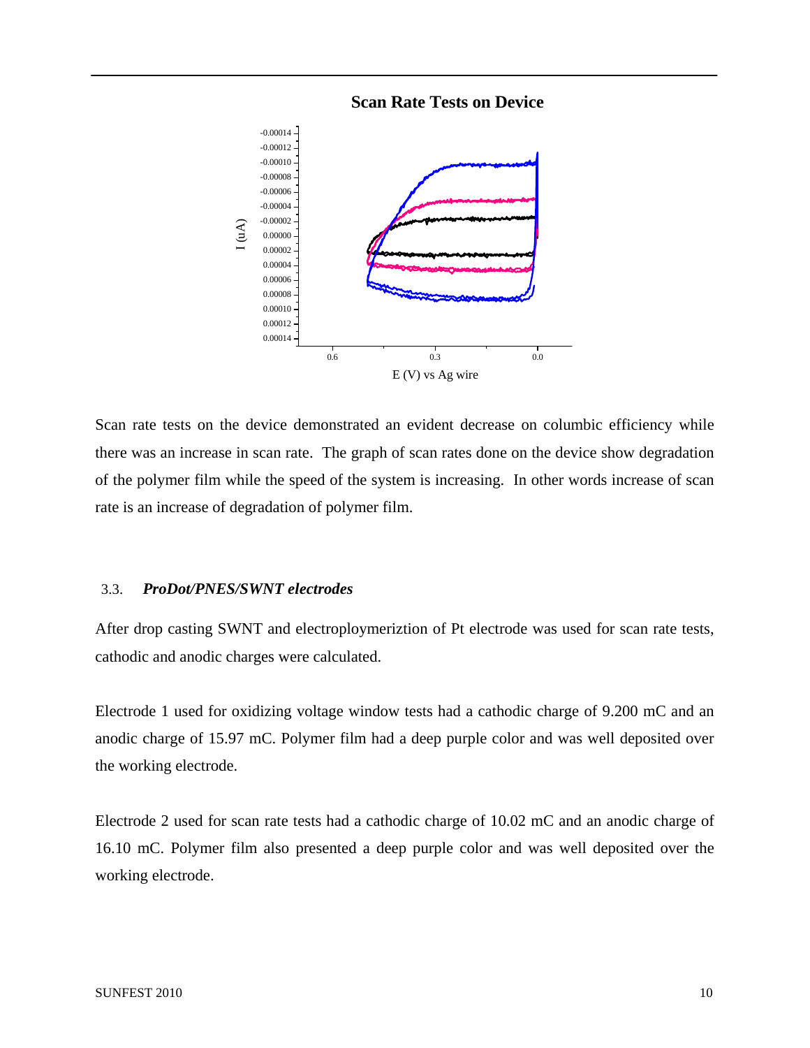**Scan Rate Tests on Device**

Scan rate tests on the device demonstrated an evident decrease on columbic efficiency while there was an increase in scan rate. The graph of scan rates done on the device show degradation of the polymer film while the speed of the system is increasing. In other words increase of scan rate is an increase of degradation of polymer film.

### 3.3. *ProDot/PNES/SWNT electrodes*

After drop casting SWNT and electroploymeriztion of Pt electrode was used for scan rate tests, cathodic and anodic charges were calculated.

Electrode 1 used for oxidizing voltage window tests had a cathodic charge of 9.200 mC and an anodic charge of 15.97 mC. Polymer film had a deep purple color and was well deposited over the working electrode.

Electrode 2 used for scan rate tests had a cathodic charge of 10.02 mC and an anodic charge of 16.10 mC. Polymer film also presented a deep purple color and was well deposited over the working electrode.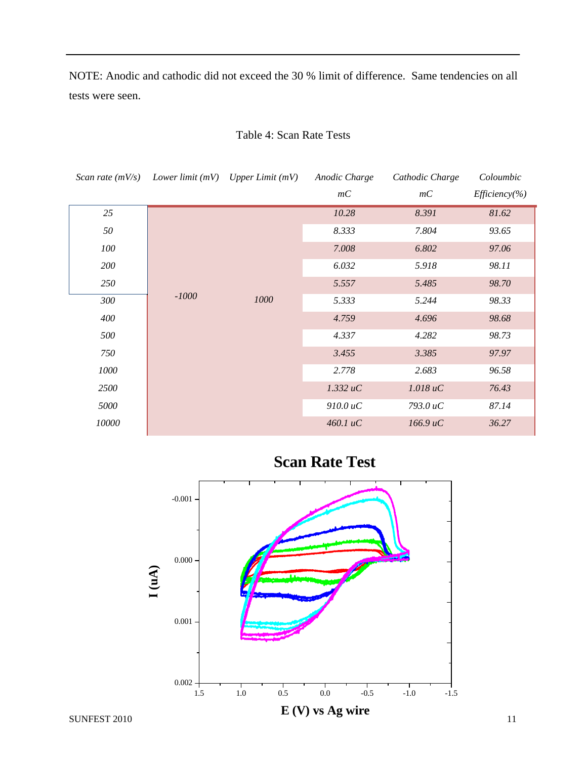NOTE: Anodic and cathodic did not exceed the 30 % limit of difference. Same tendencies on all tests were seen.

Table 4: Scan Rate Tests

| *Scan rate (mV/s)* | *Lower limit (mV)* | *Upper Limit (mV)* | *Anodic Charge mC* | *Cathodic Charge mC* | *Coloumbic Efficiency(%)* |
|---|---|---|---|---|---|
| *25* | *-1000* | *1000* | *10.28* | *8.391* | *81.62* |
| *50* | | | *8.333* | *7.804* | *93.65* |
| *100* | | | *7.008* | *6.802* | *97.06* |
| *200* | | | *6.032* | *5.918* | *98.11* |
| *250* | | | *5.557* | *5.485* | *98.70* |
| *300* | | | *5.333* | *5.244* | *98.33* |
| *400* | | | *4.759* | *4.696* | *98.68* |
| *500* | | | *4.337* | *4.282* | *98.73* |
| *750* | | | *3.455* | *3.385* | *97.97* |
| *1000* | | | *2.778* | *2.683* | *96.58* |
| *2500* | | | *1.332 uC* | *1.018 uC* | *76.43* |
| *5000* | | | *910.0 uC* | *793.0 uC* | *87.14* |
| *10000* | | | *460.1 uC* | *166.9 uC* | *36.27* |

**Scan Rate Test**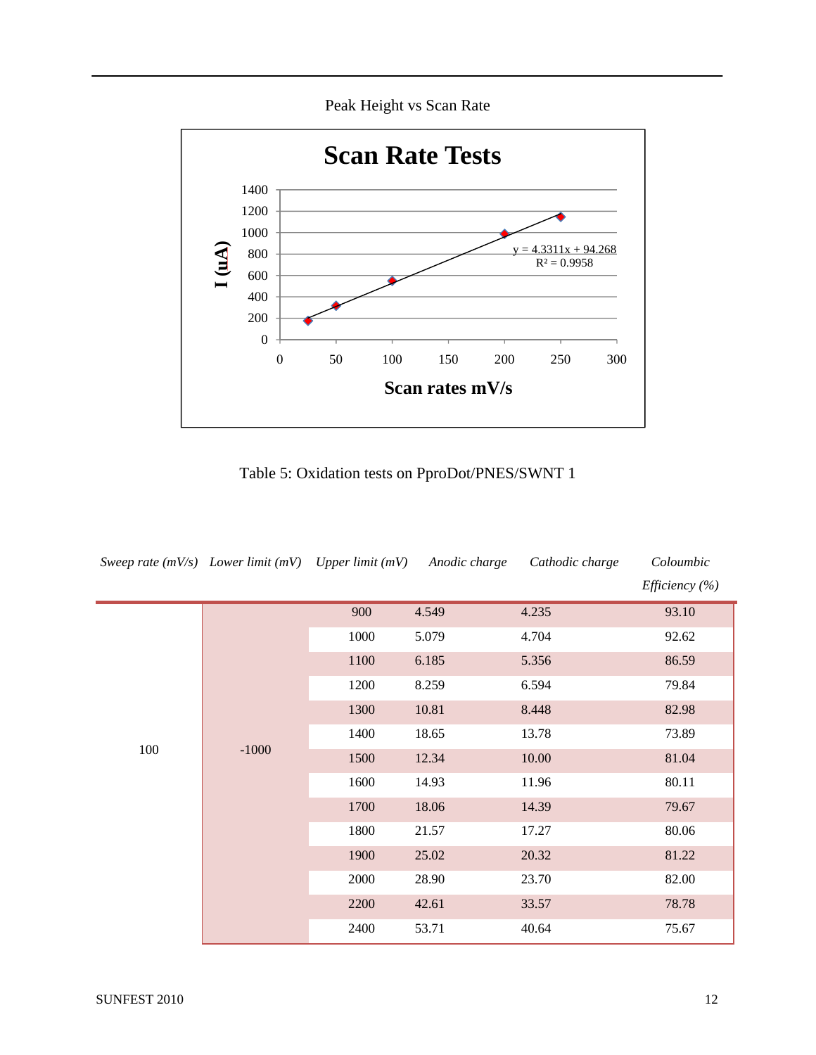Peak Height vs Scan Rate

**Scan Rate Tests**

y = 4.3311x + 94.268
$R^2 = 0.9958$

I (uA)

Scan rates mV/s

Table 5: Oxidation tests on PproDot/PNES/SWNT 1

| *Sweep rate (mV/s)* | *Lower limit (mV)* | *Upper limit (mV)* | *Anodic charge* | *Cathodic charge* | *Coloumbic Efficiency (%)* |
|---|---|---|---|---|---|
| 100 | -1000 | 900 | 4.549 | 4.235 | 93.10 |
| | | 1000 | 5.079 | 4.704 | 92.62 |
| | | 1100 | 6.185 | 5.356 | 86.59 |
| | | 1200 | 8.259 | 6.594 | 79.84 |
| | | 1300 | 10.81 | 8.448 | 82.98 |
| | | 1400 | 18.65 | 13.78 | 73.89 |
| | | 1500 | 12.34 | 10.00 | 81.04 |
| | | 1600 | 14.93 | 11.96 | 80.11 |
| | | 1700 | 18.06 | 14.39 | 79.67 |
| | | 1800 | 21.57 | 17.27 | 80.06 |
| | | 1900 | 25.02 | 20.32 | 81.22 |
| | | 2000 | 28.90 | 23.70 | 82.00 |
| | | 2200 | 42.61 | 33.57 | 78.78 |
| | | 2400 | 53.71 | 40.64 | 75.67 |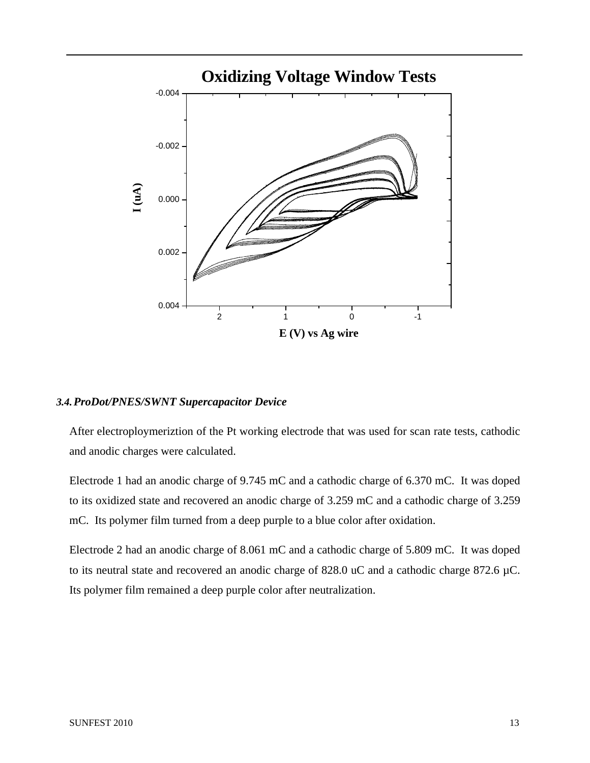### 3.4. *ProDot/PNES/SWNT Supercapacitor Device*

After electroploymeriztion of the Pt working electrode that was used for scan rate tests, cathodic and anodic charges were calculated.

Electrode 1 had an anodic charge of 9.745 mC and a cathodic charge of 6.370 mC. It was doped to its oxidized state and recovered an anodic charge of 3.259 mC and a cathodic charge of 3.259 mC. Its polymer film turned from a deep purple to a blue color after oxidation.

Electrode 2 had an anodic charge of 8.061 mC and a cathodic charge of 5.809 mC. It was doped to its neutral state and recovered an anodic charge of 828.0 uC and a cathodic charge 872.6 µC. Its polymer film remained a deep purple color after neutralization.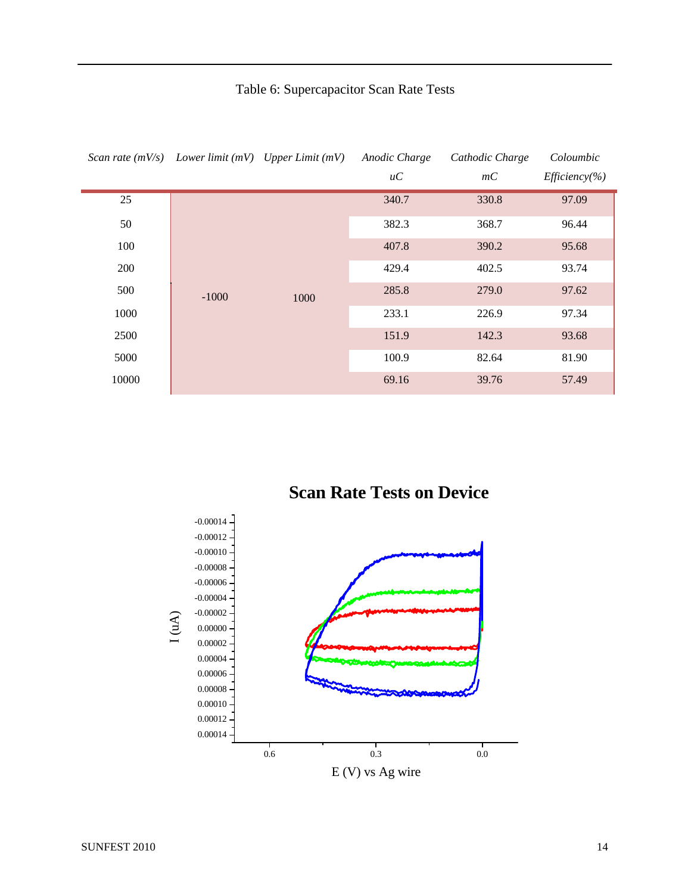Table 6: Supercapacitor Scan Rate Tests

| *Scan rate (mV/s)* | *Lower limit (mV)* | *Upper Limit (mV)* | *Anodic Charge uC* | *Cathodic Charge mC* | *Coloumbic Efficiency(%)* |
|---|---|---|---|---|---|
| 25 | -1000 | 1000 | 340.7 | 330.8 | 97.09 |
| 50 | | | 382.3 | 368.7 | 96.44 |
| 100 | | | 407.8 | 390.2 | 95.68 |
| 200 | | | 429.4 | 402.5 | 93.74 |
| 500 | | | 285.8 | 279.0 | 97.62 |
| 1000 | | | 233.1 | 226.9 | 97.34 |
| 2500 | | | 151.9 | 142.3 | 93.68 |
| 5000 | | | 100.9 | 82.64 | 81.90 |
| 10000 | | | 69.16 | 39.76 | 57.49 |

**Scan Rate Tests on Device**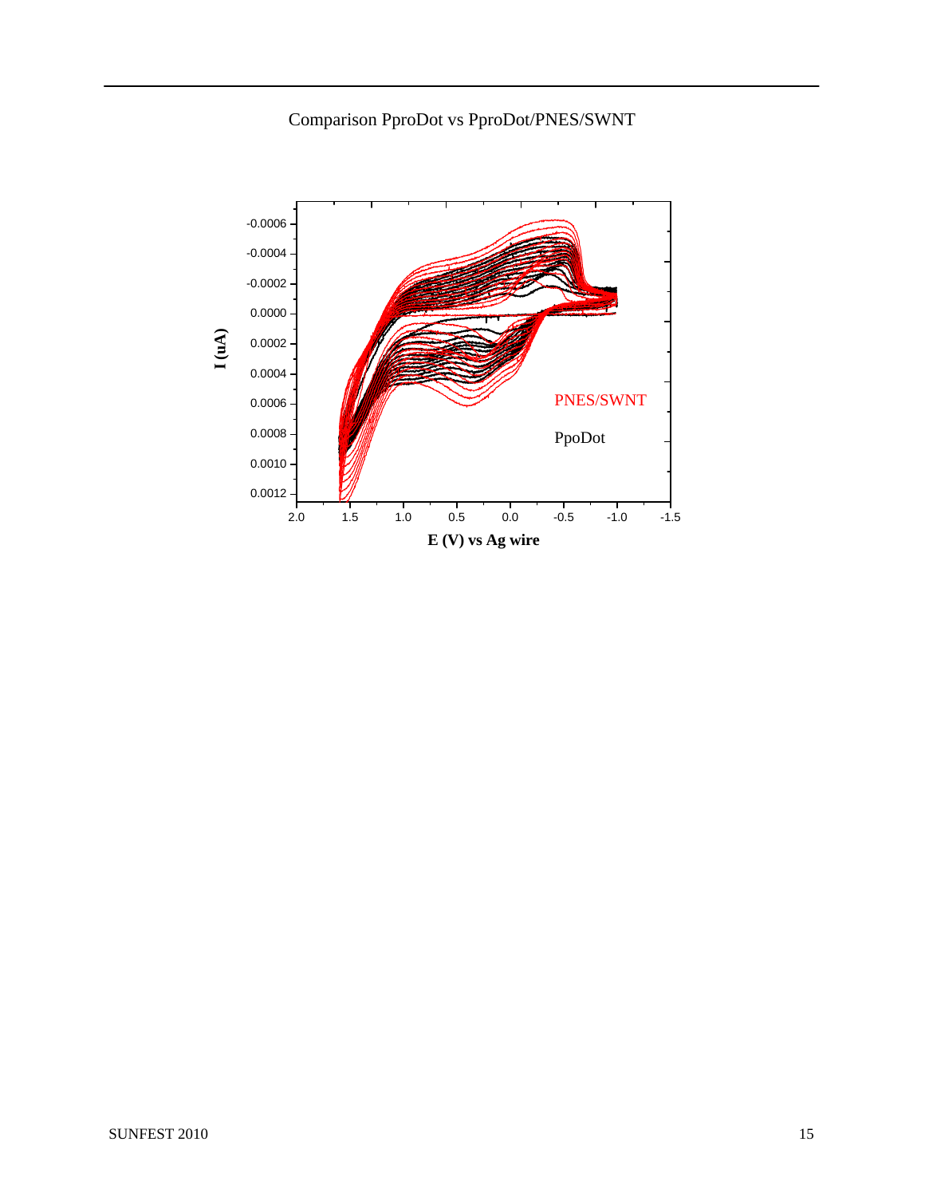Comparison PproDot vs PproDot/PNES/SWNT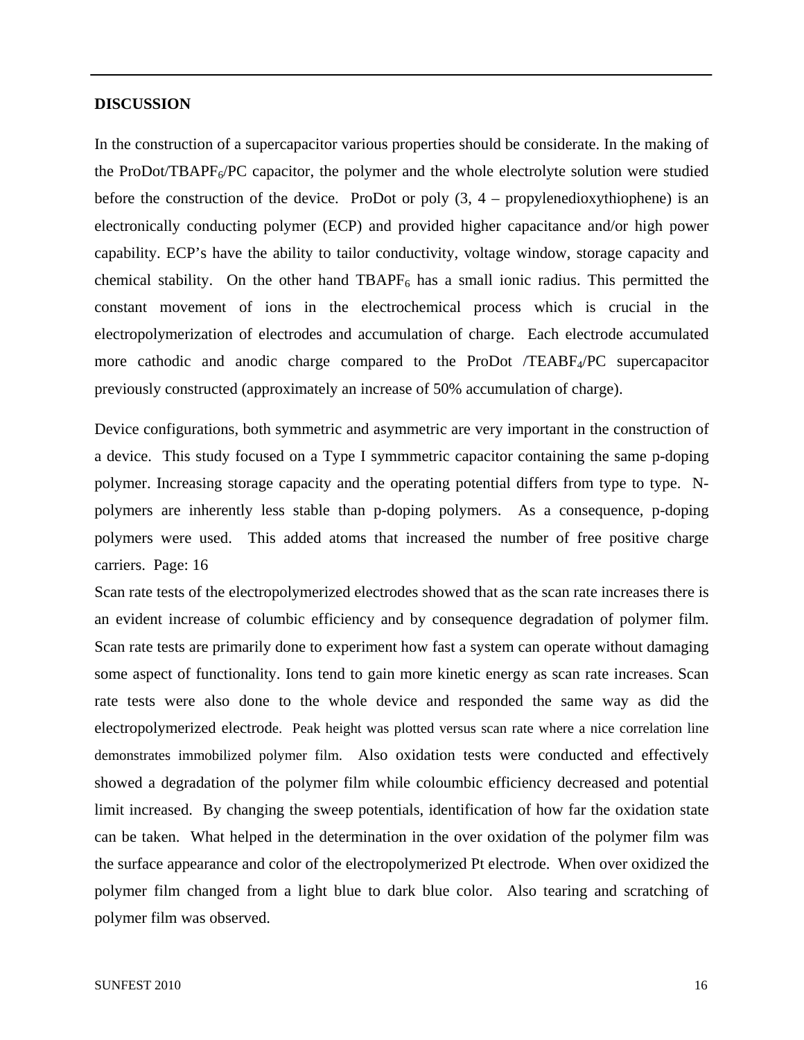**DISCUSSION**

In the construction of a supercapacitor various properties should be considerate. In the making of the ProDot/$TBAPF_6$/PC capacitor, the polymer and the whole electrolyte solution were studied before the construction of the device. ProDot or poly (3, 4 – propylenedioxythiophene) is an electronically conducting polymer (ECP) and provided higher capacitance and/or high power capability. ECP's have the ability to tailor conductivity, voltage window, storage capacity and chemical stability. On the other hand $TBAPF_6$ has a small ionic radius. This permitted the constant movement of ions in the electrochemical process which is crucial in the electropolymerization of electrodes and accumulation of charge. Each electrode accumulated more cathodic and anodic charge compared to the ProDot /$TEABF_4$/PC supercapacitor previously constructed (approximately an increase of 50% accumulation of charge).

Device configurations, both symmetric and asymmetric are very important in the construction of a device. This study focused on a Type I symmmetric capacitor containing the same p-doping polymer. Increasing storage capacity and the operating potential differs from type to type. N-polymers are inherently less stable than p-doping polymers. As a consequence, p-doping polymers were used. This added atoms that increased the number of free positive charge carriers. Page: 16

Scan rate tests of the electropolymerized electrodes showed that as the scan rate increases there is an evident increase of columbic efficiency and by consequence degradation of polymer film. Scan rate tests are primarily done to experiment how fast a system can operate without damaging some aspect of functionality. Ions tend to gain more kinetic energy as scan rate increases. Scan rate tests were also done to the whole device and responded the same way as did the electropolymerized electrode. Peak height was plotted versus scan rate where a nice correlation line demonstrates immobilized polymer film. Also oxidation tests were conducted and effectively showed a degradation of the polymer film while coloumbic efficiency decreased and potential limit increased. By changing the sweep potentials, identification of how far the oxidation state can be taken. What helped in the determination in the over oxidation of the polymer film was the surface appearance and color of the electropolymerized Pt electrode. When over oxidized the polymer film changed from a light blue to dark blue color. Also tearing and scratching of polymer film was observed.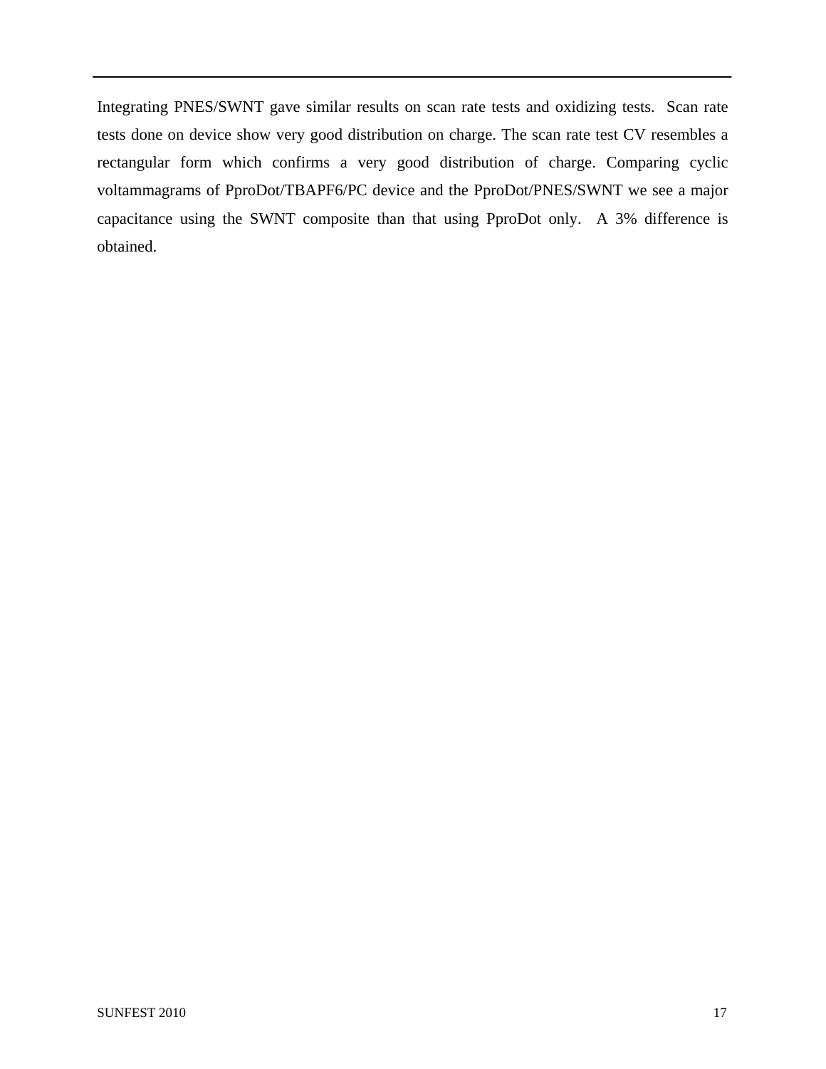Integrating PNES/SWNT gave similar results on scan rate tests and oxidizing tests. Scan rate tests done on device show very good distribution on charge. The scan rate test CV resembles a rectangular form which confirms a very good distribution of charge. Comparing cyclic voltammagrams of PproDot/TBAPF6/PC device and the PproDot/PNES/SWNT we see a major capacitance using the SWNT composite than that using PproDot only. A 3% difference is obtained.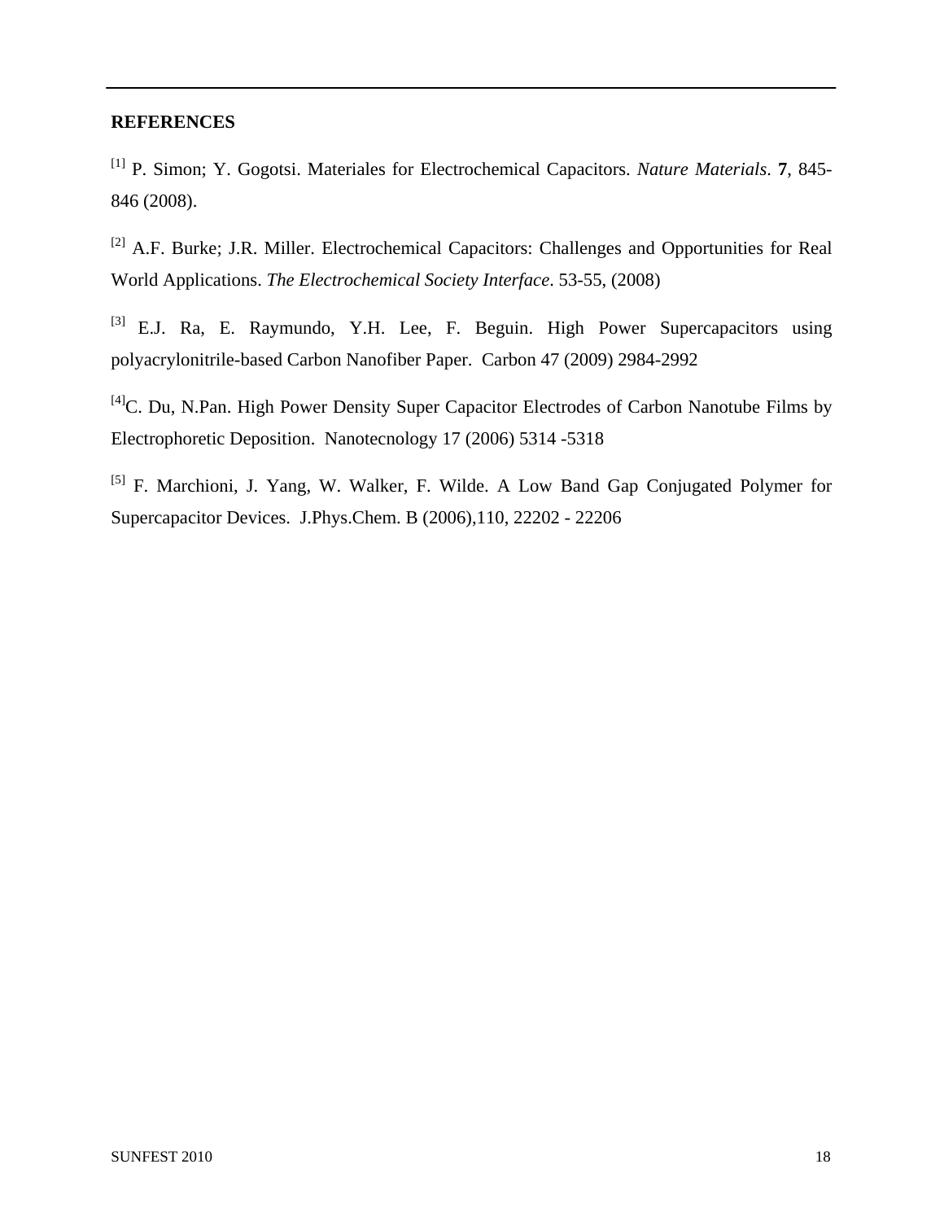**REFERENCES**

[1] P. Simon; Y. Gogotsi. Materiales for Electrochemical Capacitors. *Nature Materials*. **7**, 845-846 (2008).

[2] A.F. Burke; J.R. Miller. Electrochemical Capacitors: Challenges and Opportunities for Real World Applications. *The Electrochemical Society Interface*. 53-55, (2008)

[3] E.J. Ra, E. Raymundo, Y.H. Lee, F. Beguin. High Power Supercapacitors using polyacrylonitrile-based Carbon Nanofiber Paper. Carbon 47 (2009) 2984-2992

[4]C. Du, N.Pan. High Power Density Super Capacitor Electrodes of Carbon Nanotube Films by Electrophoretic Deposition. Nanotecnology 17 (2006) 5314 -5318

[5] F. Marchioni, J. Yang, W. Walker, F. Wilde. A Low Band Gap Conjugated Polymer for Supercapacitor Devices. J.Phys.Chem. B (2006),110, 22202 - 22206